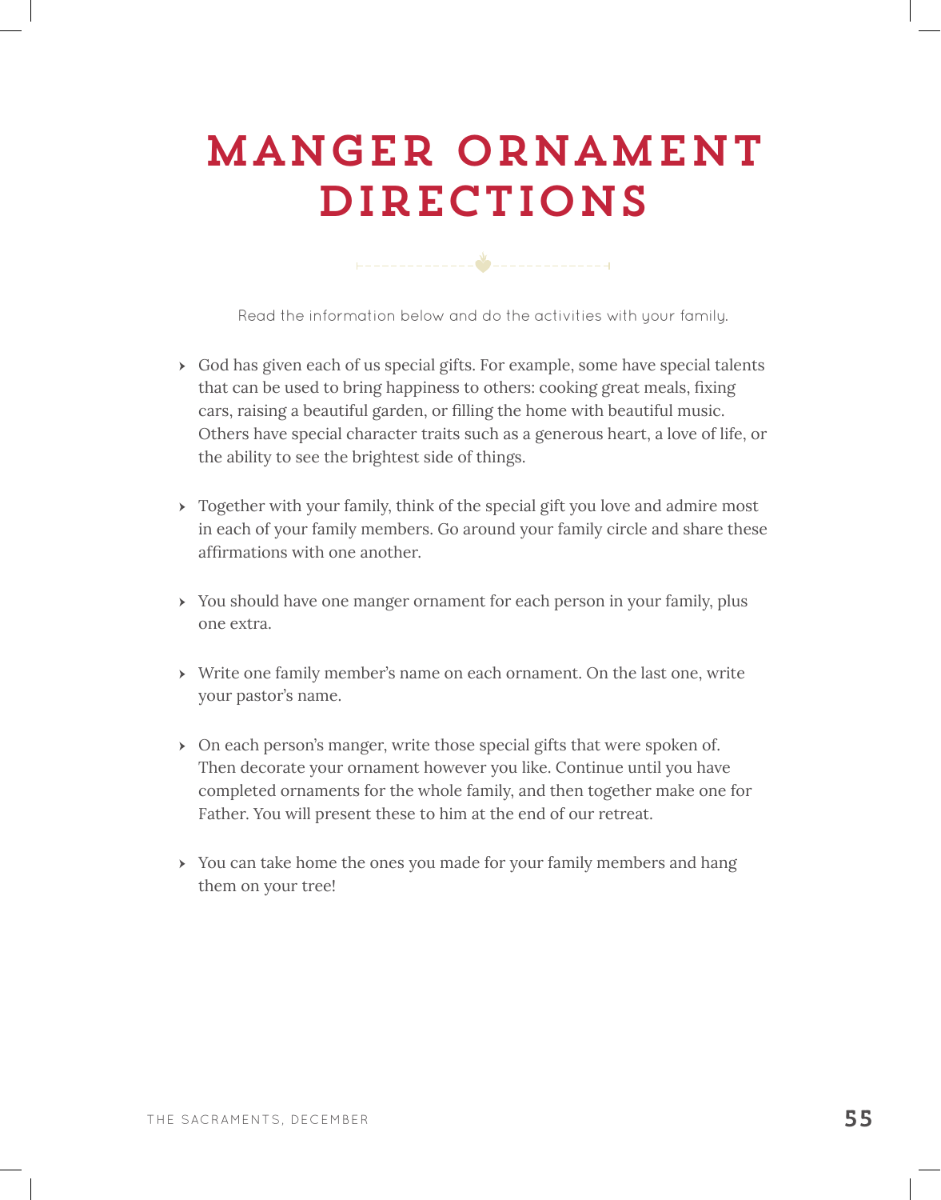# MANGER ORNAMENT DIRECTIONS

Read the information below and do the activities with your family.

- God has given each of us special gifts. For example, some have special talents that can be used to bring happiness to others: cooking great meals, fixing cars, raising a beautiful garden, or filling the home with beautiful music. Others have special character traits such as a generous heart, a love of life, or the ability to see the brightest side of things.

- Together with your family, think of the special gift you love and admire most in each of your family members. Go around your family circle and share these affirmations with one another.

- You should have one manger ornament for each person in your family, plus one extra.

- Write one family member's name on each ornament. On the last one, write your pastor's name.

- On each person's manger, write those special gifts that were spoken of. Then decorate your ornament however you like. Continue until you have completed ornaments for the whole family, and then together make one for Father. You will present these to him at the end of our retreat.

- You can take home the ones you made for your family members and hang them on your tree!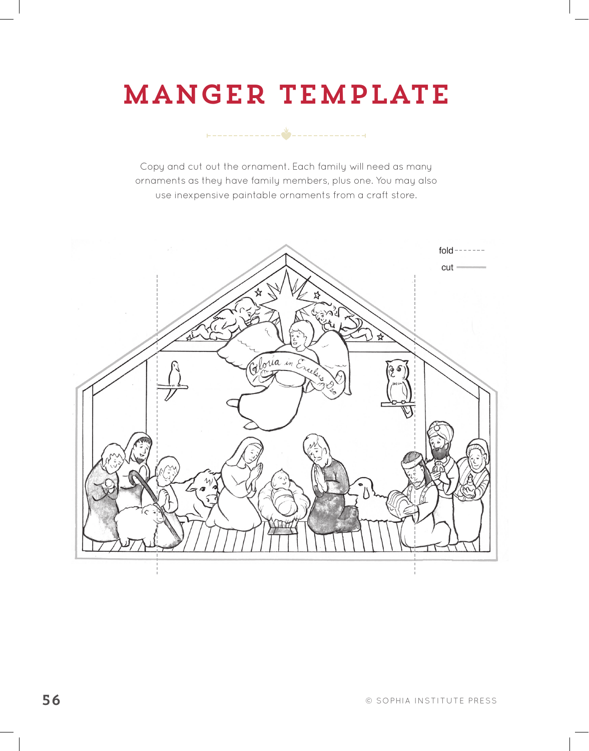# MANGER TEMPLATE

Copy and cut out the ornament. Each family will need as many ornaments as they have family members, plus one. You may also use inexpensive paintable ornaments from a craft store.

fold

cut

Gloria in Excelsis Deo

© SOPHIA INSTITUTE PRESS